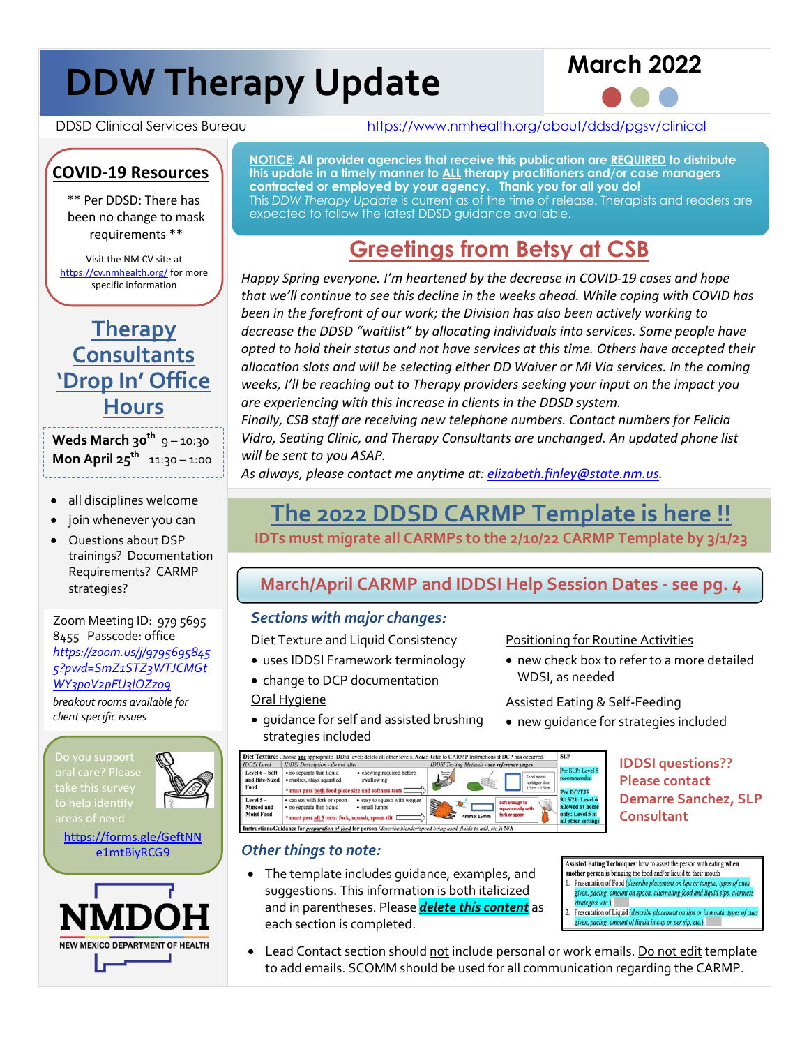# DDW Therapy Update

**March 2022**

DDSD Clinical Services Bureau https://www.nmhealth.org/about/ddsd/pgsv/clinical

## COVID-19 Resources

** Per DDSD: There has been no change to mask requirements **

Visit the NM CV site at https://cv.nmhealth.org/ for more specific information

## Therapy Consultants 'Drop In' Office Hours

**Weds March 30th** 9 – 10:30
**Mon April 25th** 11:30 – 1:00

- all disciplines welcome
- join whenever you can
- Questions about DSP trainings? Documentation Requirements? CARMP strategies?

Zoom Meeting ID: 979 5695 8455 Passcode: office
*https://zoom.us/j/97956958455?pwd=SmZ1STZ3WTJCMGtWY3poV2pFU3lOZz09*
*breakout rooms available for client specific issues*

Do you support oral care? Please take this survey to help identify areas of need
https://forms.gle/GeftNNe1mtBiyRCG9

NMDOH
NEW MEXICO DEPARTMENT OF HEALTH

**NOTICE: All provider agencies that receive this publication are REQUIRED to distribute this update in a timely manner to ALL therapy practitioners and/or case managers contracted or employed by your agency. Thank you for all you do!**
This *DDW Therapy Update* is current as of the time of release. Therapists and readers are expected to follow the latest DDSD guidance available.

## Greetings from Betsy at CSB

*Happy Spring everyone. I'm heartened by the decrease in COVID-19 cases and hope that we'll continue to see this decline in the weeks ahead. While coping with COVID has been in the forefront of our work; the Division has also been actively working to decrease the DDSD "waitlist" by allocating individuals into services. Some people have opted to hold their status and not have services at this time. Others have accepted their allocation slots and will be selecting either DD Waiver or Mi Via services. In the coming weeks, I'll be reaching out to Therapy providers seeking your input on the impact you are experiencing with this increase in clients in the DDSD system.*
*Finally, CSB staff are receiving new telephone numbers. Contact numbers for Felicia Vidro, Seating Clinic, and Therapy Consultants are unchanged. An updated phone list will be sent to you ASAP.*
*As always, please contact me anytime at: elizabeth.finley@state.nm.us.*

## The 2022 DDSD CARMP Template is here !!

**IDTs must migrate all CARMPs to the 2/10/22 CARMP Template by 3/1/23**

**March/April CARMP and IDDSI Help Session Dates - see pg. 4**

### *Sections with major changes:*

Diet Texture and Liquid Consistency
- uses IDDSI Framework terminology
- change to DCP documentation

Oral Hygiene
- guidance for self and assisted brushing strategies included

Positioning for Routine Activities
- new check box to refer to a more detailed WDSI, as needed

Assisted Eating & Self-Feeding
- new guidance for strategies included

**IDDSI questions?? Please contact Demarre Sanchez, SLP Consultant**

### *Other things to note:*

- The template includes guidance, examples, and suggestions. This information is both italicized and in parentheses. Please ***delete this content*** as each section is completed.
- Lead Contact section should not include personal or work emails. Do not edit template to add emails. SCOMM should be used for all communication regarding the CARMP.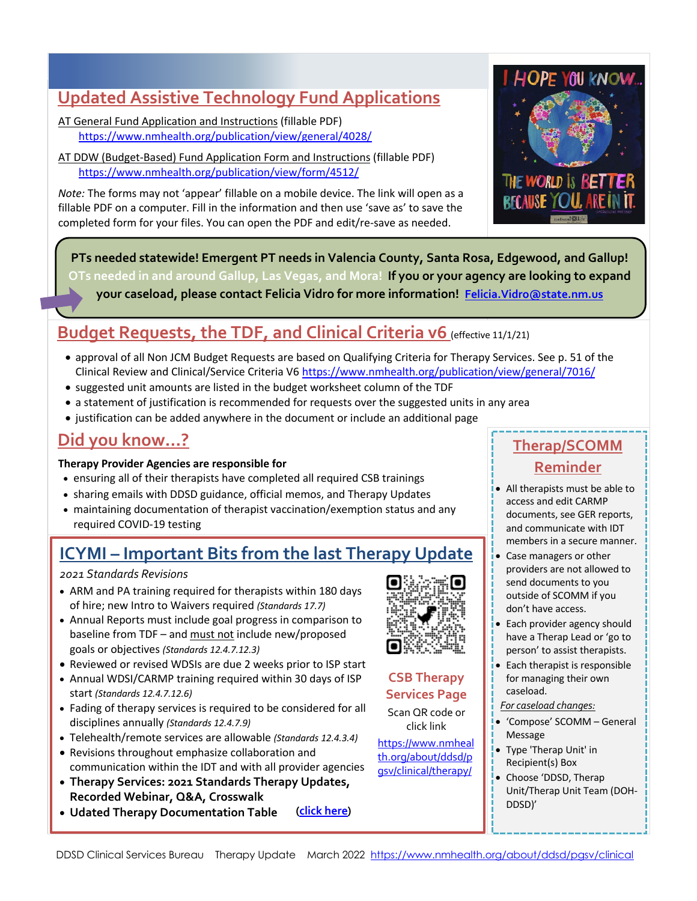## Updated Assistive Technology Fund Applications

AT General Fund Application and Instructions (fillable PDF)
https://www.nmhealth.org/publication/view/general/4028/

AT DDW (Budget-Based) Fund Application Form and Instructions (fillable PDF)
https://www.nmhealth.org/publication/view/form/4512/

*Note:* The forms may not 'appear' fillable on a mobile device. The link will open as a fillable PDF on a computer. Fill in the information and then use 'save as' to save the completed form for your files. You can open the PDF and edit/re-save as needed.

I HOPE YOU KNOW... THE WORLD IS BETTER BECAUSE YOU ARE IN IT. – Jacqueline Whitney

**PTs needed statewide! Emergent PT needs in Valencia County, Santa Rosa, Edgewood, and Gallup! OTs needed in and around Gallup, Las Vegas, and Mora! If you or your agency are looking to expand your caseload, please contact Felicia Vidro for more information! Felicia.Vidro@state.nm.us**

## Budget Requests, the TDF, and Clinical Criteria v6 (effective 11/1/21)

- approval of all Non JCM Budget Requests are based on Qualifying Criteria for Therapy Services. See p. 51 of the Clinical Review and Clinical/Service Criteria V6 https://www.nmhealth.org/publication/view/general/7016/
- suggested unit amounts are listed in the budget worksheet column of the TDF
- a statement of justification is recommended for requests over the suggested units in any area
- justification can be added anywhere in the document or include an additional page

## Did you know...?

**Therapy Provider Agencies are responsible for**

- ensuring all of their therapists have completed all required CSB trainings
- sharing emails with DDSD guidance, official memos, and Therapy Updates
- maintaining documentation of therapist vaccination/exemption status and any required COVID-19 testing

## ICYMI – Important Bits from the last Therapy Update

*2021 Standards Revisions*

- ARM and PA training required for therapists within 180 days of hire; new Intro to Waivers required *(Standards 17.7)*
- Annual Reports must include goal progress in comparison to baseline from TDF – and must not include new/proposed goals or objectives *(Standards 12.4.7.12.3)*
- Reviewed or revised WDSIs are due 2 weeks prior to ISP start
- Annual WDSI/CARMP training required within 30 days of ISP start *(Standards 12.4.7.12.6)*
- Fading of therapy services is required to be considered for all disciplines annually *(Standards 12.4.7.9)*
- Telehealth/remote services are allowable *(Standards 12.4.3.4)*
- Revisions throughout emphasize collaboration and communication within the IDT and with all provider agencies
- **Therapy Services: 2021 Standards Therapy Updates, Recorded Webinar, Q&A, Crosswalk**
- **Udated Therapy Documentation Table** (**click here**)

**CSB Therapy Services Page**

Scan QR code or click link

https://www.nmhealth.org/about/ddsd/pgsv/clinical/therapy/

## Therap/SCOMM Reminder

- All therapists must be able to access and edit CARMP documents, see GER reports, and communicate with IDT members in a secure manner.
- Case managers or other providers are not allowed to send documents to you outside of SCOMM if you don't have access.
- Each provider agency should have a Therap Lead or 'go to person' to assist therapists.
- Each therapist is responsible for managing their own caseload.

*For caseload changes:*

- 'Compose' SCOMM – General Message
- Type 'Therap Unit' in Recipient(s) Box
- Choose 'DDSD, Therap Unit/Therap Unit Team (DOH-DDSD)'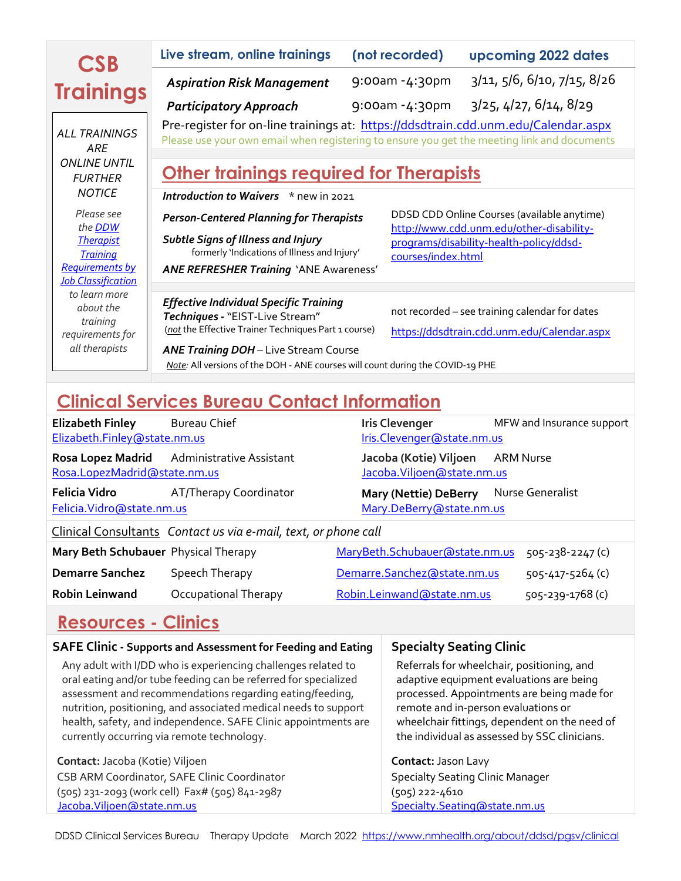# CSB Trainings

*ALL TRAININGS ARE ONLINE UNTIL FURTHER NOTICE*

*Please see the [DDW Therapist Training Requirements by Job Classification](#) to learn more about the training requirements for all therapists*

| Live stream, online trainings | (not recorded) | upcoming 2022 dates |
|---|---|---|
| ***Aspiration Risk Management*** | 9:00am -4:30pm | 3/11, 5/6, 6/10, 7/15, 8/26 |
| ***Participatory Approach*** | 9:00am -4:30pm | 3/25, 4/27, 6/14, 8/29 |

Pre-register for on-line trainings at: https://ddsdtrain.cdd.unm.edu/Calendar.aspx

Please use your own email when registering to ensure you get the meeting link and documents

## Other trainings required for Therapists

***Introduction to Waivers*** * new in 2021

***Person-Centered Planning for Therapists***

***Subtle Signs of Illness and Injury*** formerly 'Indications of Illness and Injury'

***ANE REFRESHER Training*** 'ANE Awareness'

DDSD CDD Online Courses (available anytime) http://www.cdd.unm.edu/other-disability-programs/disability-health-policy/ddsd-courses/index.html

***Effective Individual Specific Training Techniques -*** "EIST-Live Stream" (*not* the Effective Trainer Techniques Part 1 course)

***ANE Training DOH*** – Live Stream Course

not recorded – see training calendar for dates https://ddsdtrain.cdd.unm.edu/Calendar.aspx

*Note:* All versions of the DOH - ANE courses will count during the COVID-19 PHE

## Clinical Services Bureau Contact Information

**Elizabeth Finley** Bureau Chief
Elizabeth.Finley@state.nm.us

**Rosa Lopez Madrid** Administrative Assistant
Rosa.LopezMadrid@state.nm.us

**Felicia Vidro** AT/Therapy Coordinator
Felicia.Vidro@state.nm.us

**Iris Clevenger** MFW and Insurance support
Iris.Clevenger@state.nm.us

**Jacoba (Kotie) Viljoen** ARM Nurse
Jacoba.Viljoen@state.nm.us

**Mary (Nettie) DeBerry** Nurse Generalist
Mary.DeBerry@state.nm.us

Clinical Consultants *Contact us via e-mail, text, or phone call*

| | | | |
|---|---|---|---|
| **Mary Beth Schubauer** | Physical Therapy | MaryBeth.Schubauer@state.nm.us | 505-238-2247 (c) |
| **Demarre Sanchez** | Speech Therapy | Demarre.Sanchez@state.nm.us | 505-417-5264 (c) |
| **Robin Leinwand** | Occupational Therapy | Robin.Leinwand@state.nm.us | 505-239-1768 (c) |

## Resources - Clinics

### SAFE Clinic - Supports and Assessment for Feeding and Eating

Any adult with I/DD who is experiencing challenges related to oral eating and/or tube feeding can be referred for specialized assessment and recommendations regarding eating/feeding, nutrition, positioning, and associated medical needs to support health, safety, and independence. SAFE Clinic appointments are currently occurring via remote technology.

**Contact:** Jacoba (Kotie) Viljoen
CSB ARM Coordinator, SAFE Clinic Coordinator
(505) 231-2093 (work cell) Fax# (505) 841-2987
Jacoba.Viljoen@state.nm.us

### Specialty Seating Clinic

Referrals for wheelchair, positioning, and adaptive equipment evaluations are being processed. Appointments are being made for remote and in-person evaluations or wheelchair fittings, dependent on the need of the individual as assessed by SSC clinicians.

**Contact:** Jason Lavy
Specialty Seating Clinic Manager
(505) 222-4610
Specialty.Seating@state.nm.us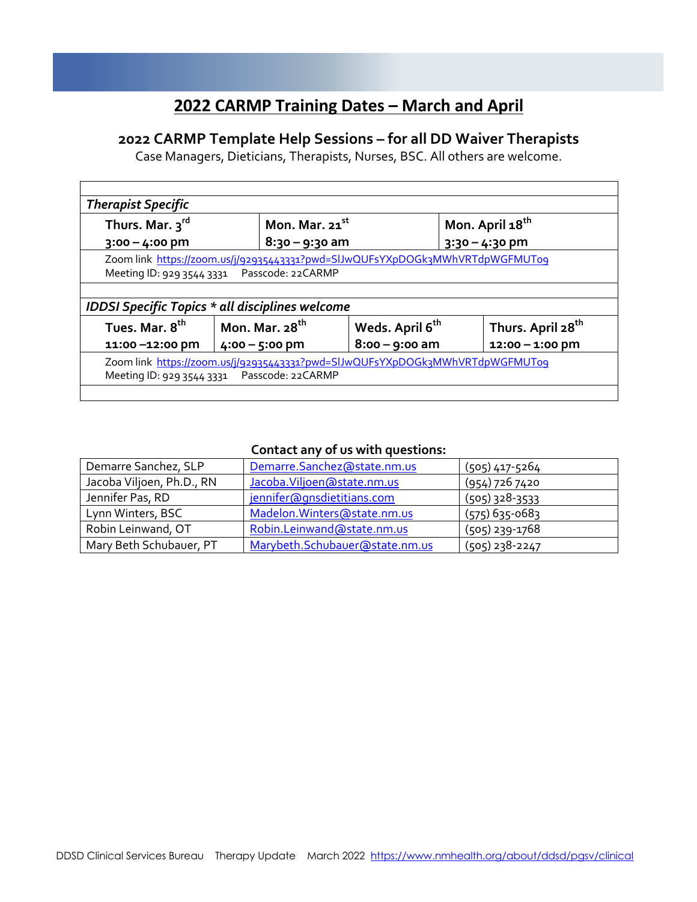# 2022 CARMP Training Dates – March and April

## 2022 CARMP Template Help Sessions – for all DD Waiver Therapists

Case Managers, Dieticians, Therapists, Nurses, BSC. All others are welcome.

***Therapist Specific***

| Thurs. Mar. 3rd | Mon. Mar. 21st | Mon. April 18th |
|---|---|---|
| **3:00 – 4:00 pm** | **8:30 – 9:30 am** | **3:30 – 4:30 pm** |

Zoom link https://zoom.us/j/92935443331?pwd=SlJwQUFsYXpDOGk3MWhVRTdpWGFMUT09
Meeting ID: 929 3544 3331 Passcode: 22CARMP

***IDDSI Specific Topics * all disciplines welcome***

| Tues. Mar. 8th | Mon. Mar. 28th | Weds. April 6th | Thurs. April 28th |
|---|---|---|---|
| **11:00 –12:00 pm** | **4:00 – 5:00 pm** | **8:00 – 9:00 am** | **12:00 – 1:00 pm** |

Zoom link https://zoom.us/j/92935443331?pwd=SlJwQUFsYXpDOGk3MWhVRTdpWGFMUT09
Meeting ID: 929 3544 3331 Passcode: 22CARMP

**Contact any of us with questions:**

| | | |
|---|---|---|
| Demarre Sanchez, SLP | Demarre.Sanchez@state.nm.us | (505) 417-5264 |
| Jacoba Viljoen, Ph.D., RN | Jacoba.Viljoen@state.nm.us | (954) 726 7420 |
| Jennifer Pas, RD | jennifer@gnsdietitians.com | (505) 328-3533 |
| Lynn Winters, BSC | Madelon.Winters@state.nm.us | (575) 635-0683 |
| Robin Leinwand, OT | Robin.Leinwand@state.nm.us | (505) 239-1768 |
| Mary Beth Schubauer, PT | Marybeth.Schubauer@state.nm.us | (505) 238-2247 |